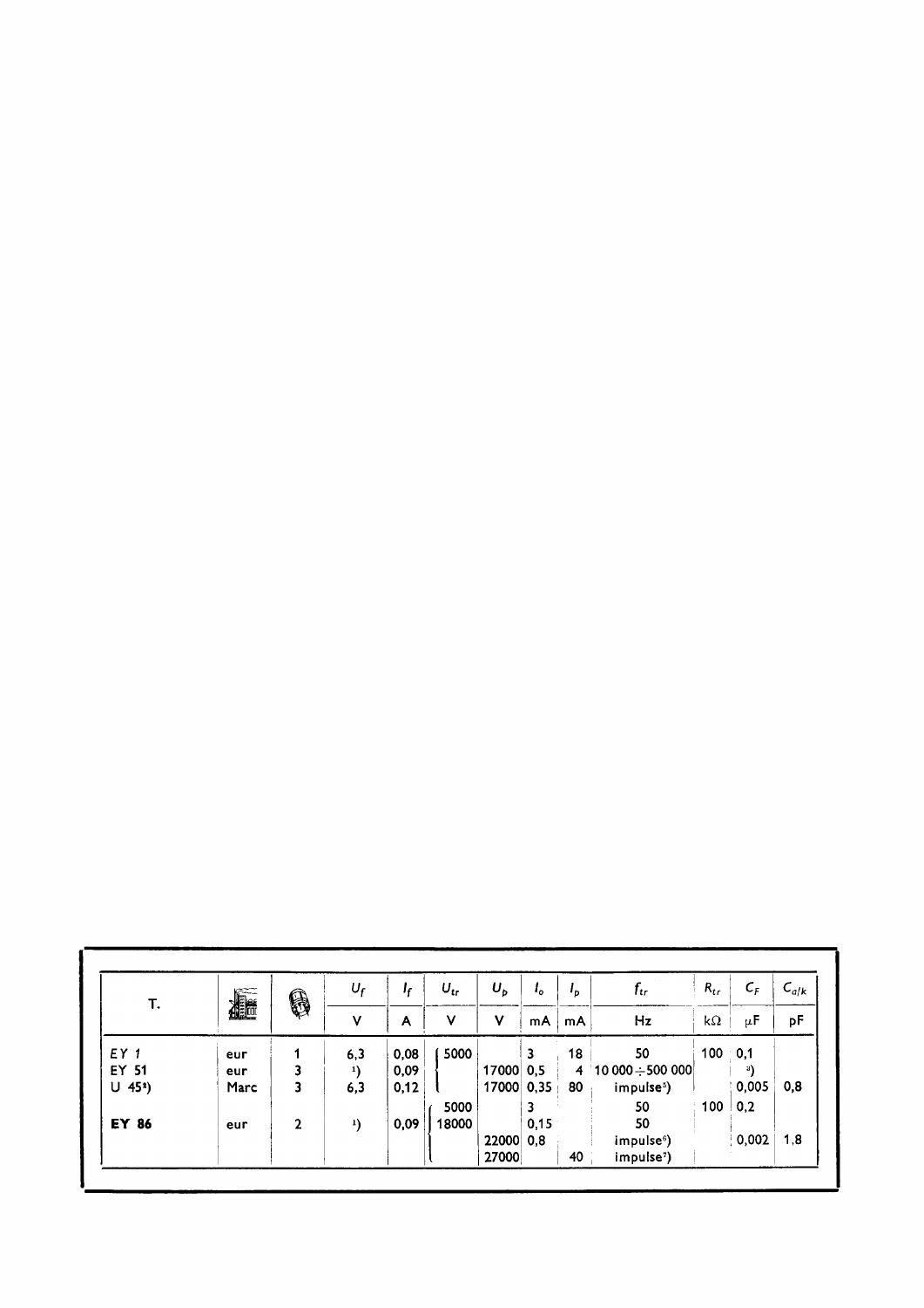| T. | | | $U_f$ | $I_f$ | $U_{tr}$ | $U_p$ | $I_o$ | $I_p$ | $f_{tr}$ | $R_{tr}$ | $C_F$ | $C_{a/k}$ |
|---|---|---|---|---|---|---|---|---|---|---|---|---|
| | | | V | A | V | V | mA | mA | Hz | kΩ | μF | pF |
| *EY 1* | eur | 1 | 6,3 | 0,08 | 5000 | | 3 | 18 | 50 | 100 | 0,1 | |
| EY 51 | eur | 3 | [1]) | 0,09 | | 17000 | 0,5 | 4 | 10 000 ÷ 500 000 | | [2]) | |
| U 45[4]) | Marc | 3 | 6,3 | 0,12 | | 17000 | 0,35 | 80 | impulse[5]) | | 0,005 | 0,8 |
| | | | | | 5000 | | 3 | | 50 | 100 | 0,2 | |
| **EY 86** | eur | 2 | [1]) | 0,09 | 18000 | | 0,15 | | 50 | | | |
| | | | | | | 22000 | 0,8 | | impulse[6]) | | 0,002 | 1,8 |
| | | | | | | 27000 | | 40 | impulse[7]) | | | |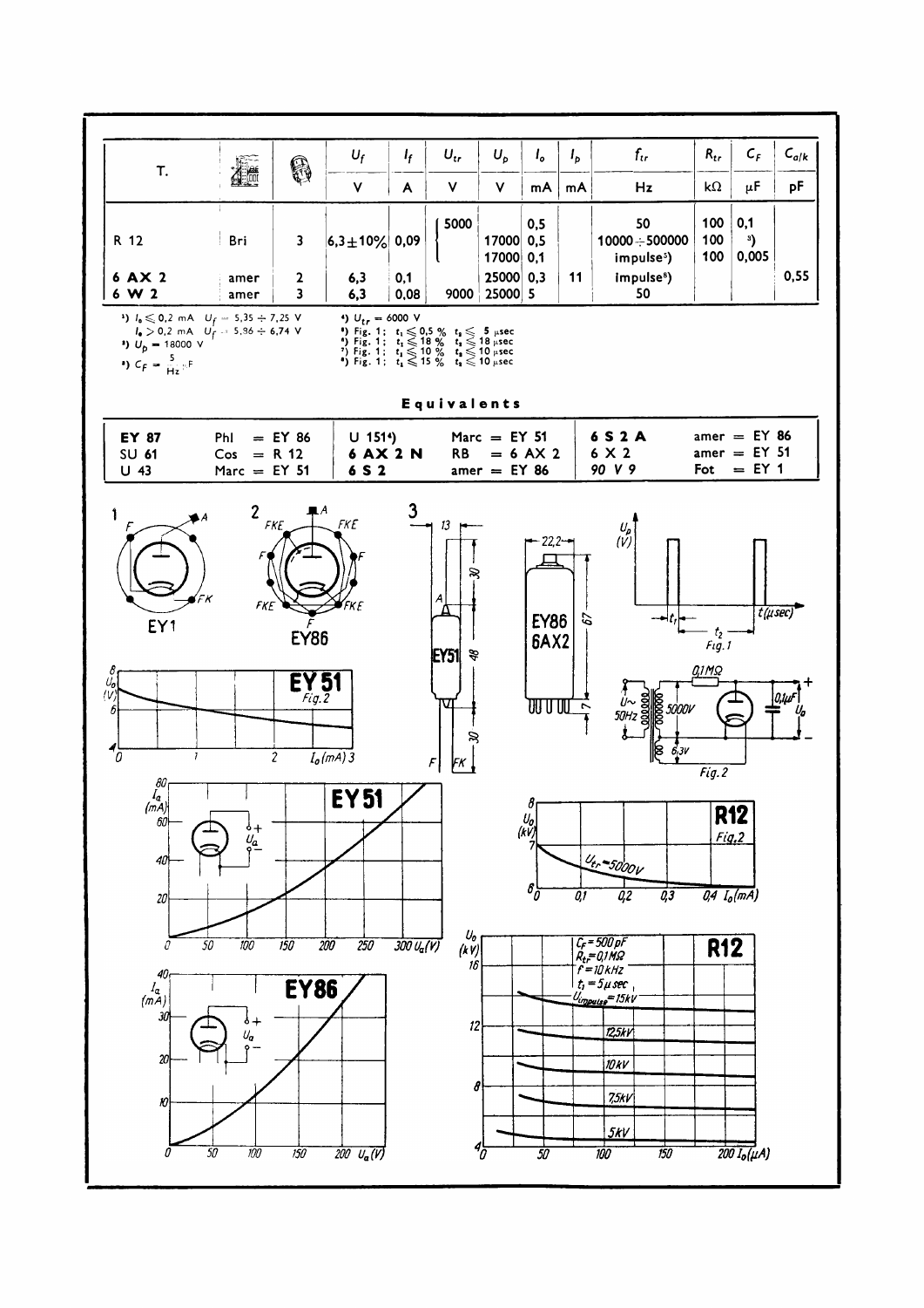| T. | | | $U_f$ | $I_f$ | $U_{tr}$ | $U_p$ | $I_o$ | $I_p$ | $f_{tr}$ | $R_{tr}$ | $C_F$ | $C_{a/k}$ |
|---|---|---|---|---|---|---|---|---|---|---|---|---|
| | | | V | A | V | V | mA | mA | Hz | kΩ | µF | pF |
| R 12 | Bri | 3 | 6,3±10% | 0,09 | 5000 | | 0,5 | | 50 | 100 | 0,1 | |
| | | | | | | 17000 | 0,5 | | 10000÷500000 | 100 | [3] | |
| | | | | | | 17000 | 0,1 | | impulse[5]) | 100 | 0,005 | |
| **6 AX 2** | amer | 2 | 6,3 | 0,1 | | 25000 | 0,3 | 11 | impulse[8]) | | | 0,55 |
| **6 W 2** | amer | 3 | 6,3 | 0,08 | 9000 | 25000 | 5 | | 50 | | | |

[1]) $I_o \leqslant 0{,}2$ mA $U_f = 5{,}35 \div 7{,}25$ V
$I_o > 0{,}2$ mA $U_f = 5{,}86 \div 6{,}74$ V
[2]) $U_p = 18000$ V
[3]) $C_F = \frac{5}{Hz}$ µF

[4]) $U_{tr} = 6000$ V
[5]) Fig. 1: $t_1 \leqslant 0{,}5$ % $t_2 \leqslant 5$ µsec
[6]) Fig. 1: $t_1 \leqslant 18$ % $t_2 \leqslant 18$ µsec
[7]) Fig. 1: $t_1 \leqslant 10$ % $t_2 \leqslant 10$ µsec
[8]) Fig. 1: $t_1 \leqslant 15$ % $t_2 \leqslant 10$ µsec

## Equivalents

| | | | | | |
|---|---|---|---|---|---|
| **EY 87** | Phl = EY 86 | U 151[4]) | Marc = EY 51 | **6 S 2 A** | amer = EY 86 |
| SU 61 | Cos = R 12 | **6 AX 2 N** | RB = 6 AX 2 | 6 X 2 | amer = EY 51 |
| U 43 | Marc = EY 51 | **6 S 2** | amer = EY 86 | 90 V 9 | Fot = EY 1 |

1 F A FK EY1

2 FKE A FKE F F FKE FKE F EY86

3 13 30 A 48 EY51 30 F FK

22,2 EY86 6AX2 67 7

$U_p$ (V) $t_1$ $t_2$ $t(\mu sec)$ Fig. 1

0,1MΩ + U~ 50Hz 5000V 6,3V 0,1µF $U_o$ − Fig. 2

EY 51 Fig. 2 $U_o$ (V) 8 6 4 0 1 2 $I_o$(mA) 3

EY 51 $I_a$ (mA) 80 60 40 20 0 50 100 150 200 250 300 $U_a$(V) + $U_a$ −

R12 Fig. 2 $U_o$ (kV) 8 7 6 0 0,1 0,2 0,3 0,4 $I_o$(mA) $U_{tr}$=5000V

EY86 $I_a$ (mA) 40 30 20 10 0 50 100 150 200 $U_a$(V) + $U_a$ −

R12 $U_o$ (kV) 16 12 8 4 0 50 100 150 200 $I_o$(µA) $C_F$=500pF $R_{tr}$=0,1MΩ f=10kHz $t_1$=5µsec $U_{impulse}$=15kV 12,5kV 10kV 7,5kV 5kV